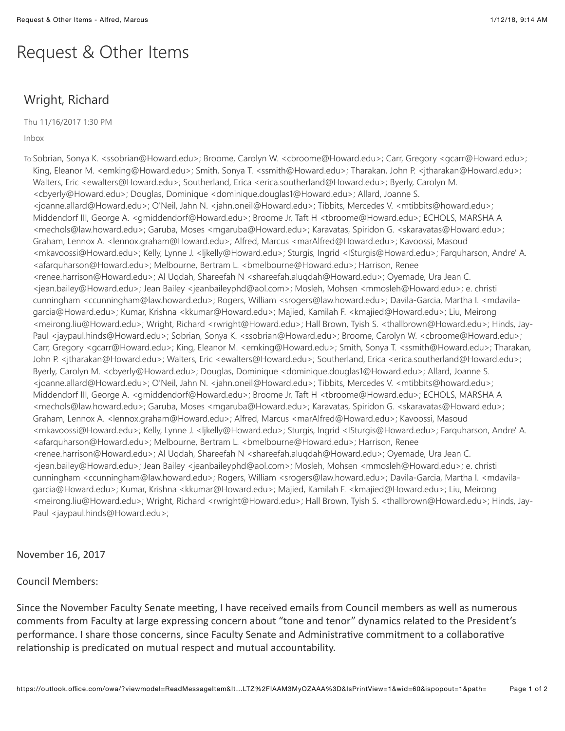# Request & Other Items

## Wright, Richard

Thu 11/16/2017 1:30 PM

Inbox

To: Sobrian, Sonya K. <ssobrian@Howard.edu>; Broome, Carolyn W. <cbroome@Howard.edu>; Carr, Gregory <gcarr@Howard.edu>; King, Eleanor M. <emking@Howard.edu>; Smith, Sonya T. <ssmith@Howard.edu>; Tharakan, John P. <jtharakan@Howard.edu>; Walters, Eric <ewalters@Howard.edu>; Southerland, Erica <erica.southerland@Howard.edu>; Byerly, Carolyn M. <cbyerly@Howard.edu>; Douglas, Dominique <dominique.douglas1@Howard.edu>; Allard, Joanne S. <joanne.allard@Howard.edu>; O'Neil, Jahn N. <jahn.oneil@Howard.edu>; Tibbits, Mercedes V. <mtibbits@howard.edu>; Middendorf III, George A. <gmiddendorf@Howard.edu>; Broome Jr, Taft H <tbroome@Howard.edu>; ECHOLS, MARSHA A <mechols@law.howard.edu>; Garuba, Moses <mgaruba@Howard.edu>; Karavatas, Spiridon G. <skaravatas@Howard.edu>; Graham, Lennox A. <lennox.graham@Howard.edu>; Alfred, Marcus <marAlfred@Howard.edu>; Kavoossi, Masoud <mkavoossi@Howard.edu>; Kelly, Lynne J. <ljkelly@Howard.edu>; Sturgis, Ingrid <ISturgis@Howard.edu>; Farquharson, Andre' A. <afarquharson@Howard.edu>; Melbourne, Bertram L. <bmelbourne@Howard.edu>; Harrison, Renee <renee.harrison@Howard.edu>; Al Uqdah, Shareefah N <shareefah.aluqdah@Howard.edu>; Oyemade, Ura Jean C. <jean.bailey@Howard.edu>; Jean Bailey <jeanbaileyphd@aol.com>; Mosleh, Mohsen <mmosleh@Howard.edu>; e. christi cunningham <ccunningham@law.howard.edu>; Rogers, William <srogers@law.howard.edu>; Davila-Garcia, Martha I. <mdavila-garcia@Howard.edu>; Kumar, Krishna <kkumar@Howard.edu>; Majied, Kamilah F. <kmajied@Howard.edu>; Liu, Meirong <meirong.liu@Howard.edu>; Wright, Richard <rwright@Howard.edu>; Hall Brown, Tyish S. <thallbrown@Howard.edu>; Hinds, Jay-Paul <jaypaul.hinds@Howard.edu>; Sobrian, Sonya K. <ssobrian@Howard.edu>; Broome, Carolyn W. <cbroome@Howard.edu>; Carr, Gregory <gcarr@Howard.edu>; King, Eleanor M. <emking@Howard.edu>; Smith, Sonya T. <ssmith@Howard.edu>; Tharakan, John P. <jtharakan@Howard.edu>; Walters, Eric <ewalters@Howard.edu>; Southerland, Erica <erica.southerland@Howard.edu>; Byerly, Carolyn M. <cbyerly@Howard.edu>; Douglas, Dominique <dominique.douglas1@Howard.edu>; Allard, Joanne S. <joanne.allard@Howard.edu>; O'Neil, Jahn N. <jahn.oneil@Howard.edu>; Tibbits, Mercedes V. <mtibbits@howard.edu>; Middendorf III, George A. <gmiddendorf@Howard.edu>; Broome Jr, Taft H <tbroome@Howard.edu>; ECHOLS, MARSHA A <mechols@law.howard.edu>; Garuba, Moses <mgaruba@Howard.edu>; Karavatas, Spiridon G. <skaravatas@Howard.edu>; Graham, Lennox A. <lennox.graham@Howard.edu>; Alfred, Marcus <marAlfred@Howard.edu>; Kavoossi, Masoud <mkavoossi@Howard.edu>; Kelly, Lynne J. <ljkelly@Howard.edu>; Sturgis, Ingrid <ISturgis@Howard.edu>; Farquharson, Andre' A. <afarquharson@Howard.edu>; Melbourne, Bertram L. <bmelbourne@Howard.edu>; Harrison, Renee <renee.harrison@Howard.edu>; Al Uqdah, Shareefah N <shareefah.aluqdah@Howard.edu>; Oyemade, Ura Jean C. <jean.bailey@Howard.edu>; Jean Bailey <jeanbaileyphd@aol.com>; Mosleh, Mohsen <mmosleh@Howard.edu>; e. christi cunningham <ccunningham@law.howard.edu>; Rogers, William <srogers@law.howard.edu>; Davila-Garcia, Martha I. <mdavila-garcia@Howard.edu>; Kumar, Krishna <kkumar@Howard.edu>; Majied, Kamilah F. <kmajied@Howard.edu>; Liu, Meirong <meirong.liu@Howard.edu>; Wright, Richard <rwright@Howard.edu>; Hall Brown, Tyish S. <thallbrown@Howard.edu>; Hinds, Jay-Paul <jaypaul.hinds@Howard.edu>;

November 16, 2017

Council Members:

Since the November Faculty Senate meeting, I have received emails from Council members as well as numerous comments from Faculty at large expressing concern about "tone and tenor" dynamics related to the President's performance. I share those concerns, since Faculty Senate and Administrative commitment to a collaborative relationship is predicated on mutual respect and mutual accountability.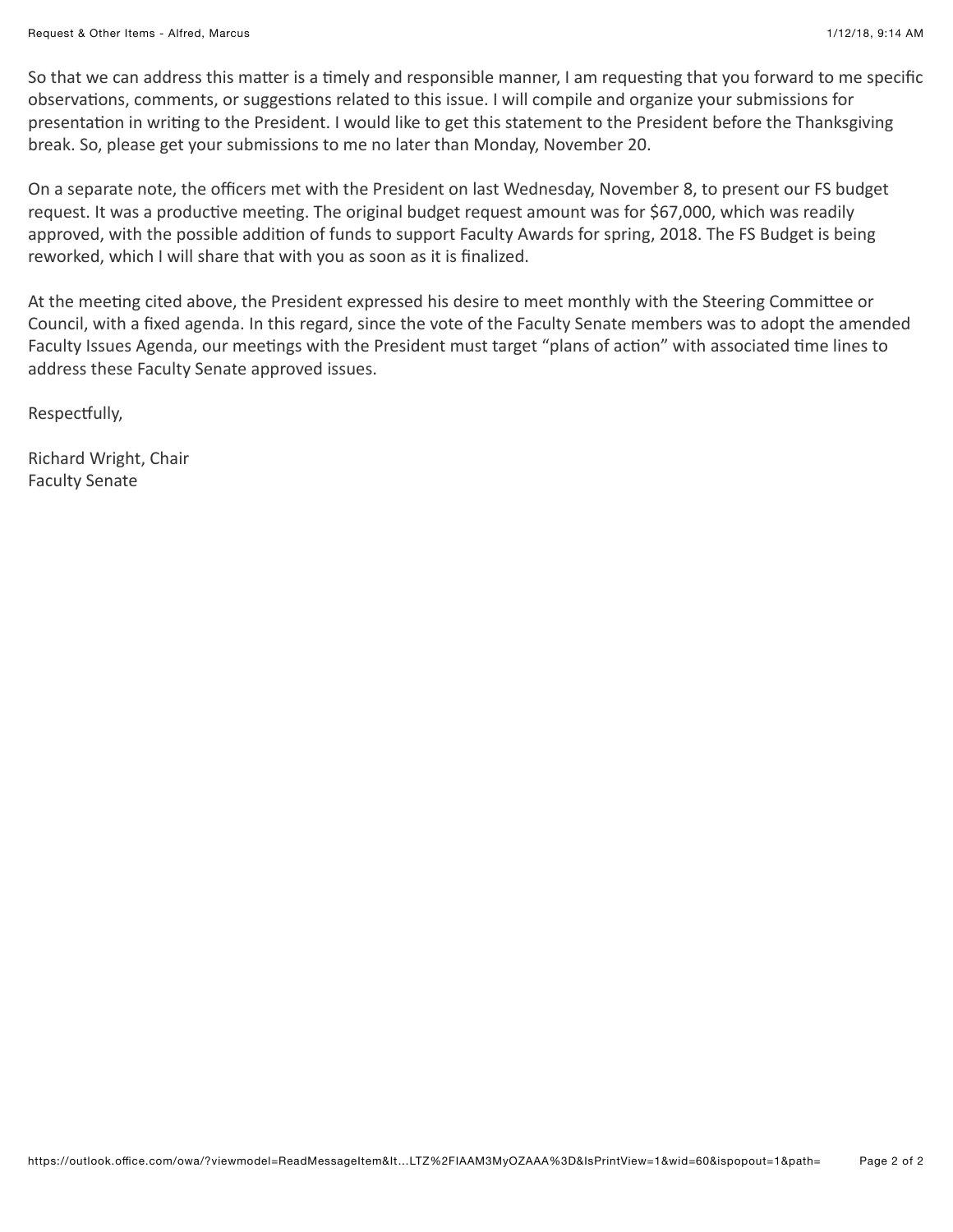So that we can address this matter is a timely and responsible manner, I am requesting that you forward to me specific observations, comments, or suggestions related to this issue. I will compile and organize your submissions for presentation in writing to the President. I would like to get this statement to the President before the Thanksgiving break. So, please get your submissions to me no later than Monday, November 20.

On a separate note, the officers met with the President on last Wednesday, November 8, to present our FS budget request. It was a productive meeting. The original budget request amount was for $67,000, which was readily approved, with the possible addition of funds to support Faculty Awards for spring, 2018. The FS Budget is being reworked, which I will share that with you as soon as it is finalized.

At the meeting cited above, the President expressed his desire to meet monthly with the Steering Committee or Council, with a fixed agenda. In this regard, since the vote of the Faculty Senate members was to adopt the amended Faculty Issues Agenda, our meetings with the President must target “plans of action” with associated time lines to address these Faculty Senate approved issues.

Respectfully,

Richard Wright, Chair
Faculty Senate